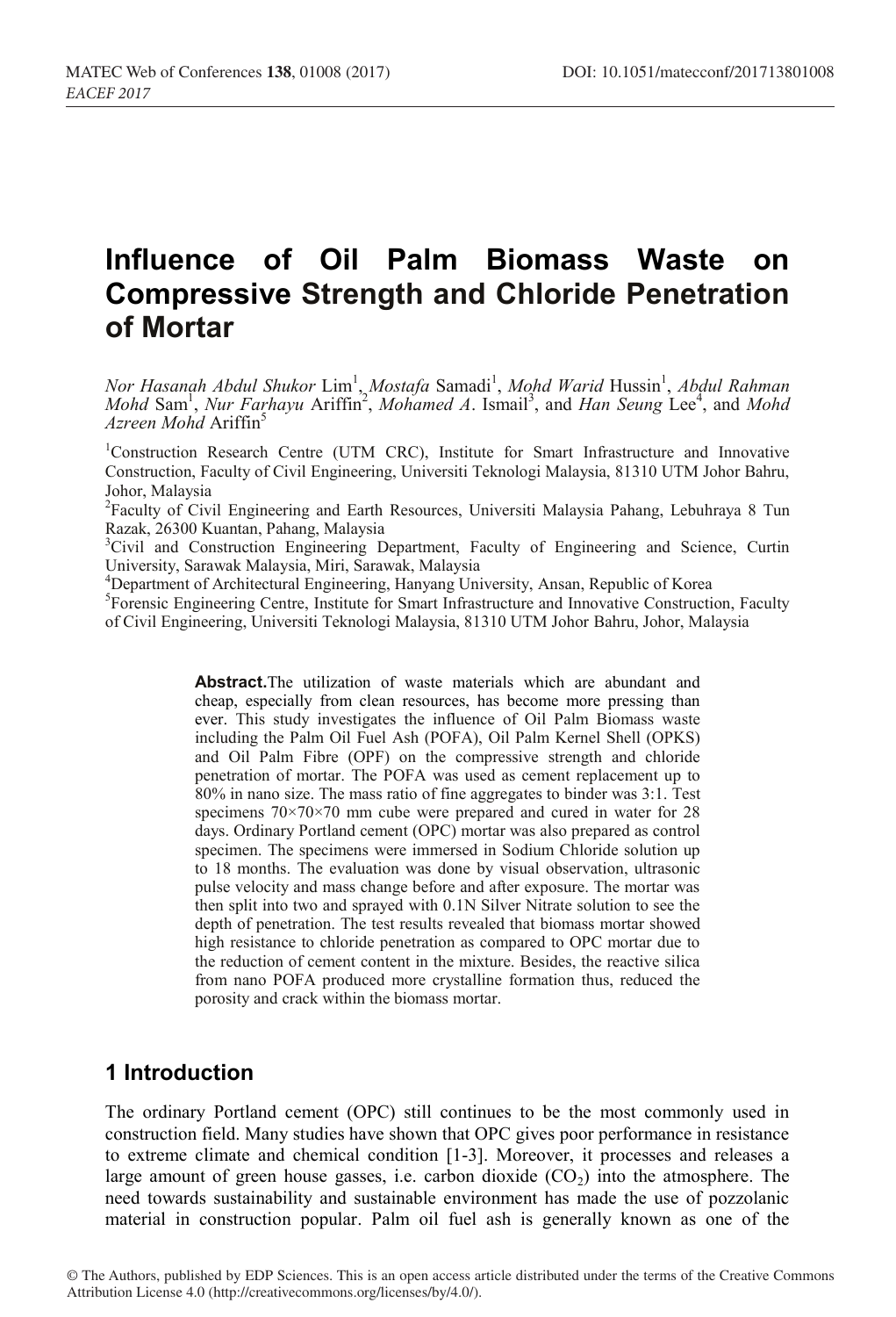# Influence of Oil Palm Biomass Waste on Compressive Strength and Chloride Penetration of Mortar

*Nor Hasanah Abdul Shukor* Lim[1], *Mostafa* Samadi[1], *Mohd Warid* Hussin[1], *Abdul Rahman Mohd* Sam[1], *Nur Farhayu* Ariffin[2], *Mohamed A*. Ismail[3], and *Han Seung* Lee[4], and *Mohd Azreen Mohd* Ariffin[5]

[1]Construction Research Centre (UTM CRC), Institute for Smart Infrastructure and Innovative Construction, Faculty of Civil Engineering, Universiti Teknologi Malaysia, 81310 UTM Johor Bahru, Johor, Malaysia

[2]Faculty of Civil Engineering and Earth Resources, Universiti Malaysia Pahang, Lebuhraya 8 Tun Razak, 26300 Kuantan, Pahang, Malaysia

[3]Civil and Construction Engineering Department, Faculty of Engineering and Science, Curtin University, Sarawak Malaysia, Miri, Sarawak, Malaysia

[4]Department of Architectural Engineering, Hanyang University, Ansan, Republic of Korea

[5]Forensic Engineering Centre, Institute for Smart Infrastructure and Innovative Construction, Faculty of Civil Engineering, Universiti Teknologi Malaysia, 81310 UTM Johor Bahru, Johor, Malaysia

**Abstract.**The utilization of waste materials which are abundant and cheap, especially from clean resources, has become more pressing than ever. This study investigates the influence of Oil Palm Biomass waste including the Palm Oil Fuel Ash (POFA), Oil Palm Kernel Shell (OPKS) and Oil Palm Fibre (OPF) on the compressive strength and chloride penetration of mortar. The POFA was used as cement replacement up to 80% in nano size. The mass ratio of fine aggregates to binder was 3:1. Test specimens 70×70×70 mm cube were prepared and cured in water for 28 days. Ordinary Portland cement (OPC) mortar was also prepared as control specimen. The specimens were immersed in Sodium Chloride solution up to 18 months. The evaluation was done by visual observation, ultrasonic pulse velocity and mass change before and after exposure. The mortar was then split into two and sprayed with 0.1N Silver Nitrate solution to see the depth of penetration. The test results revealed that biomass mortar showed high resistance to chloride penetration as compared to OPC mortar due to the reduction of cement content in the mixture. Besides, the reactive silica from nano POFA produced more crystalline formation thus, reduced the porosity and crack within the biomass mortar.

## 1 Introduction

The ordinary Portland cement (OPC) still continues to be the most commonly used in construction field. Many studies have shown that OPC gives poor performance in resistance to extreme climate and chemical condition [1-3]. Moreover, it processes and releases a large amount of green house gasses, i.e. carbon dioxide ($CO_2$) into the atmosphere. The need towards sustainability and sustainable environment has made the use of pozzolanic material in construction popular. Palm oil fuel ash is generally known as one of the

© The Authors, published by EDP Sciences. This is an open access article distributed under the terms of the Creative Commons Attribution License 4.0 (http://creativecommons.org/licenses/by/4.0/).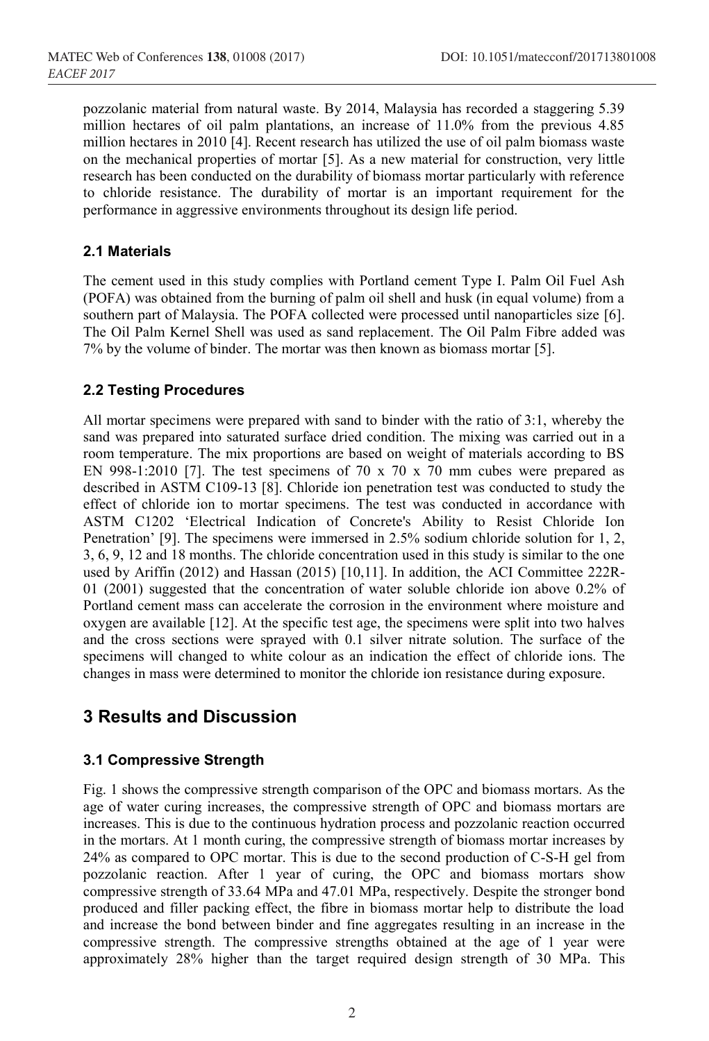pozzolanic material from natural waste. By 2014, Malaysia has recorded a staggering 5.39 million hectares of oil palm plantations, an increase of 11.0% from the previous 4.85 million hectares in 2010 [4]. Recent research has utilized the use of oil palm biomass waste on the mechanical properties of mortar [5]. As a new material for construction, very little research has been conducted on the durability of biomass mortar particularly with reference to chloride resistance. The durability of mortar is an important requirement for the performance in aggressive environments throughout its design life period.

### 2.1 Materials

The cement used in this study complies with Portland cement Type I. Palm Oil Fuel Ash (POFA) was obtained from the burning of palm oil shell and husk (in equal volume) from a southern part of Malaysia. The POFA collected were processed until nanoparticles size [6]. The Oil Palm Kernel Shell was used as sand replacement. The Oil Palm Fibre added was 7% by the volume of binder. The mortar was then known as biomass mortar [5].

### 2.2 Testing Procedures

All mortar specimens were prepared with sand to binder with the ratio of 3:1, whereby the sand was prepared into saturated surface dried condition. The mixing was carried out in a room temperature. The mix proportions are based on weight of materials according to BS EN 998-1:2010 [7]. The test specimens of 70 x 70 x 70 mm cubes were prepared as described in ASTM C109-13 [8]. Chloride ion penetration test was conducted to study the effect of chloride ion to mortar specimens. The test was conducted in accordance with ASTM C1202 'Electrical Indication of Concrete's Ability to Resist Chloride Ion Penetration' [9]. The specimens were immersed in 2.5% sodium chloride solution for 1, 2, 3, 6, 9, 12 and 18 months. The chloride concentration used in this study is similar to the one used by Ariffin (2012) and Hassan (2015) [10,11]. In addition, the ACI Committee 222R-01 (2001) suggested that the concentration of water soluble chloride ion above 0.2% of Portland cement mass can accelerate the corrosion in the environment where moisture and oxygen are available [12]. At the specific test age, the specimens were split into two halves and the cross sections were sprayed with 0.1 silver nitrate solution. The surface of the specimens will changed to white colour as an indication the effect of chloride ions. The changes in mass were determined to monitor the chloride ion resistance during exposure.

## 3 Results and Discussion

### 3.1 Compressive Strength

Fig. 1 shows the compressive strength comparison of the OPC and biomass mortars. As the age of water curing increases, the compressive strength of OPC and biomass mortars are increases. This is due to the continuous hydration process and pozzolanic reaction occurred in the mortars. At 1 month curing, the compressive strength of biomass mortar increases by 24% as compared to OPC mortar. This is due to the second production of C-S-H gel from pozzolanic reaction. After 1 year of curing, the OPC and biomass mortars show compressive strength of 33.64 MPa and 47.01 MPa, respectively. Despite the stronger bond produced and filler packing effect, the fibre in biomass mortar help to distribute the load and increase the bond between binder and fine aggregates resulting in an increase in the compressive strength. The compressive strengths obtained at the age of 1 year were approximately 28% higher than the target required design strength of 30 MPa. This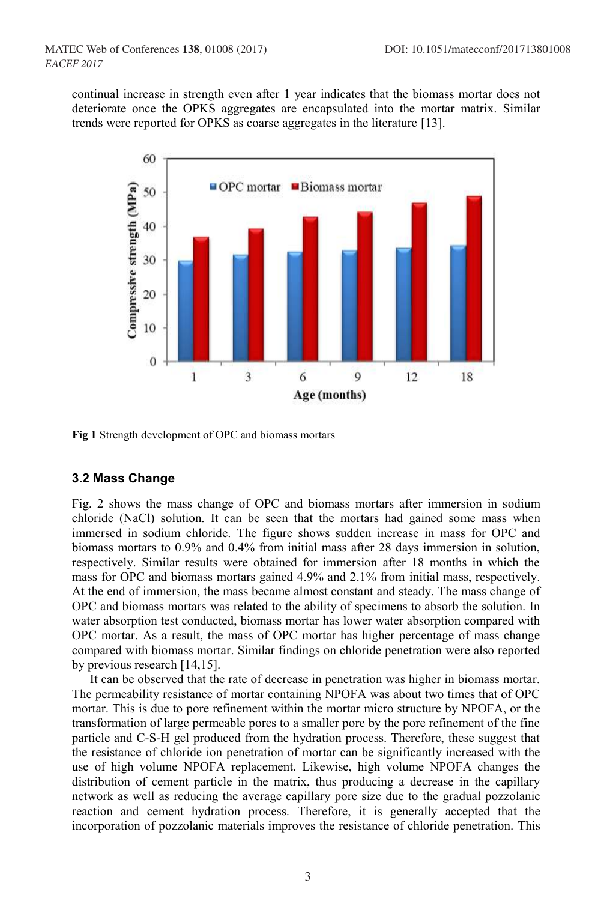continual increase in strength even after 1 year indicates that the biomass mortar does not deteriorate once the OPKS aggregates are encapsulated into the mortar matrix. Similar trends were reported for OPKS as coarse aggregates in the literature [13].

Compressive strength (MPa)

60
50
40
30
20
10
0

OPC mortar
Biomass mortar

1
3
6
9
12
18

Age (months)

**Fig 1** Strength development of OPC and biomass mortars

### 3.2 Mass Change

Fig. 2 shows the mass change of OPC and biomass mortars after immersion in sodium chloride (NaCl) solution. It can be seen that the mortars had gained some mass when immersed in sodium chloride. The figure shows sudden increase in mass for OPC and biomass mortars to 0.9% and 0.4% from initial mass after 28 days immersion in solution, respectively. Similar results were obtained for immersion after 18 months in which the mass for OPC and biomass mortars gained 4.9% and 2.1% from initial mass, respectively. At the end of immersion, the mass became almost constant and steady. The mass change of OPC and biomass mortars was related to the ability of specimens to absorb the solution. In water absorption test conducted, biomass mortar has lower water absorption compared with OPC mortar. As a result, the mass of OPC mortar has higher percentage of mass change compared with biomass mortar. Similar findings on chloride penetration were also reported by previous research [14,15].

It can be observed that the rate of decrease in penetration was higher in biomass mortar. The permeability resistance of mortar containing NPOFA was about two times that of OPC mortar. This is due to pore refinement within the mortar micro structure by NPOFA, or the transformation of large permeable pores to a smaller pore by the pore refinement of the fine particle and C-S-H gel produced from the hydration process. Therefore, these suggest that the resistance of chloride ion penetration of mortar can be significantly increased with the use of high volume NPOFA replacement. Likewise, high volume NPOFA changes the distribution of cement particle in the matrix, thus producing a decrease in the capillary network as well as reducing the average capillary pore size due to the gradual pozzolanic reaction and cement hydration process. Therefore, it is generally accepted that the incorporation of pozzolanic materials improves the resistance of chloride penetration. This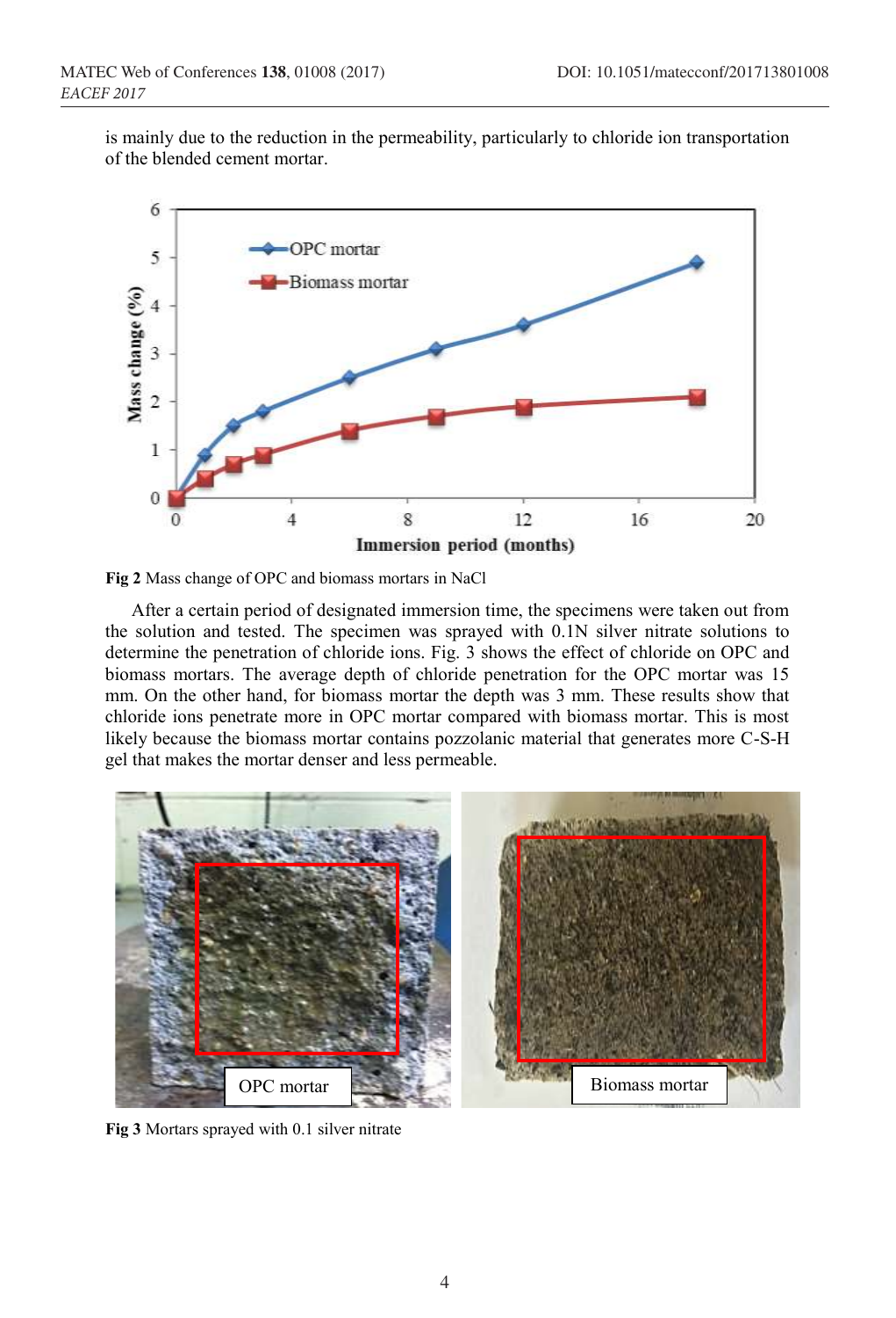is mainly due to the reduction in the permeability, particularly to chloride ion transportation of the blended cement mortar.

**Fig 2** Mass change of OPC and biomass mortars in NaCl

After a certain period of designated immersion time, the specimens were taken out from the solution and tested. The specimen was sprayed with 0.1N silver nitrate solutions to determine the penetration of chloride ions. Fig. 3 shows the effect of chloride on OPC and biomass mortars. The average depth of chloride penetration for the OPC mortar was 15 mm. On the other hand, for biomass mortar the depth was 3 mm. These results show that chloride ions penetrate more in OPC mortar compared with biomass mortar. This is most likely because the biomass mortar contains pozzolanic material that generates more C-S-H gel that makes the mortar denser and less permeable.

**Fig 3** Mortars sprayed with 0.1 silver nitrate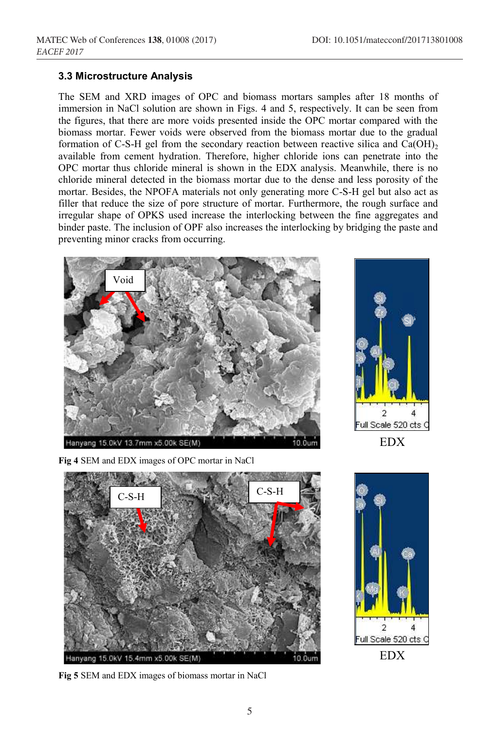### 3.3 Microstructure Analysis

The SEM and XRD images of OPC and biomass mortars samples after 18 months of immersion in NaCl solution are shown in Figs. 4 and 5, respectively. It can be seen from the figures, that there are more voids presented inside the OPC mortar compared with the biomass mortar. Fewer voids were observed from the biomass mortar due to the gradual formation of C-S-H gel from the secondary reaction between reactive silica and $Ca(OH)_2$ available from cement hydration. Therefore, higher chloride ions can penetrate into the OPC mortar thus chloride mineral is shown in the EDX analysis. Meanwhile, there is no chloride mineral detected in the biomass mortar due to the dense and less porosity of the mortar. Besides, the NPOFA materials not only generating more C-S-H gel but also act as filler that reduce the size of pore structure of mortar. Furthermore, the rough surface and irregular shape of OPKS used increase the interlocking between the fine aggregates and binder paste. The inclusion of OPF also increases the interlocking by bridging the paste and preventing minor cracks from occurring.

Void

Hanyang 15.0kV 13.7mm x5.00k SE(M) 10.0um

Si
Zr
Si
O
Ca
Al
S
Cl
Cl
2
4
Full Scale 520 cts C

EDX

**Fig 4** SEM and EDX images of OPC mortar in NaCl

C-S-H
C-S-H

Hanyang 15.0kV 15.4mm x5.00k SE(M) 10.0um

O
Ca
Si
Al
Ca
Mg
K
K
2
4
Full Scale 520 cts C

EDX

**Fig 5** SEM and EDX images of biomass mortar in NaCl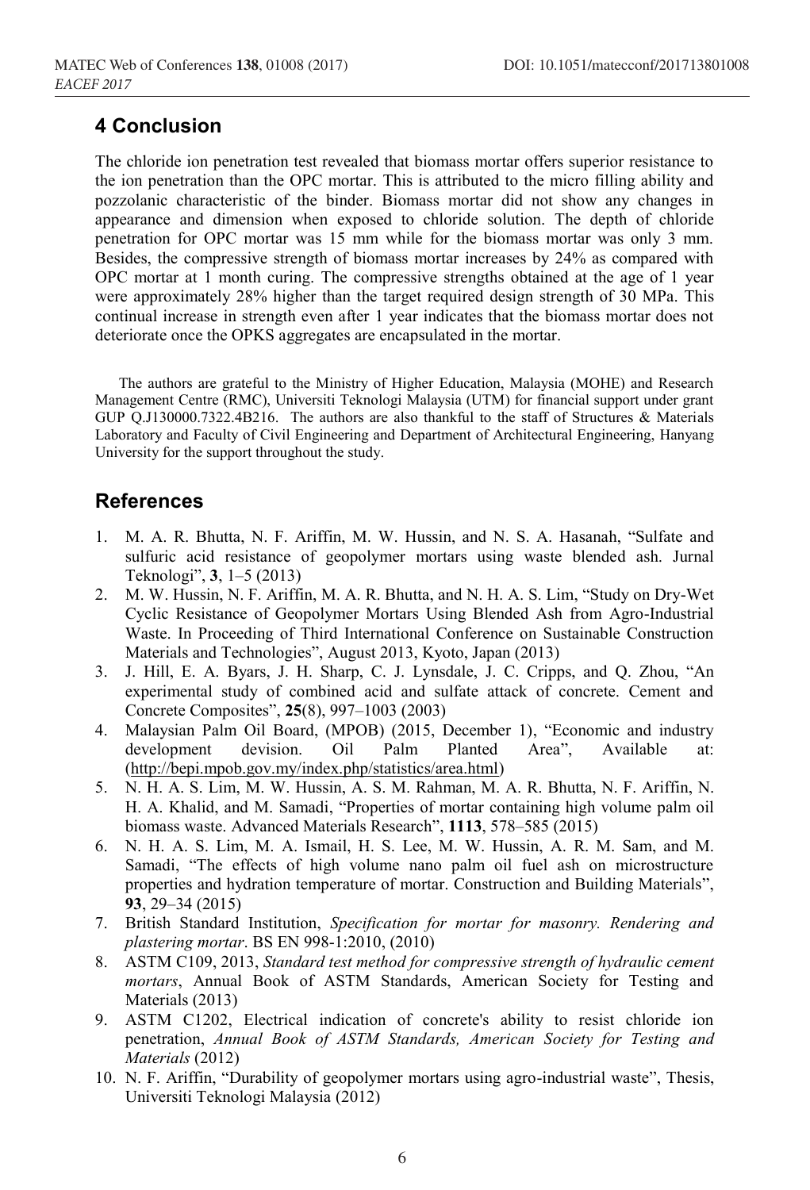## 4 Conclusion

The chloride ion penetration test revealed that biomass mortar offers superior resistance to the ion penetration than the OPC mortar. This is attributed to the micro filling ability and pozzolanic characteristic of the binder. Biomass mortar did not show any changes in appearance and dimension when exposed to chloride solution. The depth of chloride penetration for OPC mortar was 15 mm while for the biomass mortar was only 3 mm. Besides, the compressive strength of biomass mortar increases by 24% as compared with OPC mortar at 1 month curing. The compressive strengths obtained at the age of 1 year were approximately 28% higher than the target required design strength of 30 MPa. This continual increase in strength even after 1 year indicates that the biomass mortar does not deteriorate once the OPKS aggregates are encapsulated in the mortar.

The authors are grateful to the Ministry of Higher Education, Malaysia (MOHE) and Research Management Centre (RMC), Universiti Teknologi Malaysia (UTM) for financial support under grant GUP Q.J130000.7322.4B216. The authors are also thankful to the staff of Structures & Materials Laboratory and Faculty of Civil Engineering and Department of Architectural Engineering, Hanyang University for the support throughout the study.

## References

1. M. A. R. Bhutta, N. F. Ariffin, M. W. Hussin, and N. S. A. Hasanah, "Sulfate and sulfuric acid resistance of geopolymer mortars using waste blended ash. Jurnal Teknologi", **3**, 1–5 (2013)
2. M. W. Hussin, N. F. Ariffin, M. A. R. Bhutta, and N. H. A. S. Lim, "Study on Dry-Wet Cyclic Resistance of Geopolymer Mortars Using Blended Ash from Agro-Industrial Waste. In Proceeding of Third International Conference on Sustainable Construction Materials and Technologies", August 2013, Kyoto, Japan (2013)
3. J. Hill, E. A. Byars, J. H. Sharp, C. J. Lynsdale, J. C. Cripps, and Q. Zhou, "An experimental study of combined acid and sulfate attack of concrete. Cement and Concrete Composites", **25**(8), 997–1003 (2003)
4. Malaysian Palm Oil Board, (MPOB) (2015, December 1), "Economic and industry development devision. Oil Palm Planted Area", Available at: (http://bepi.mpob.gov.my/index.php/statistics/area.html)
5. N. H. A. S. Lim, M. W. Hussin, A. S. M. Rahman, M. A. R. Bhutta, N. F. Ariffin, N. H. A. Khalid, and M. Samadi, "Properties of mortar containing high volume palm oil biomass waste. Advanced Materials Research", **1113**, 578–585 (2015)
6. N. H. A. S. Lim, M. A. Ismail, H. S. Lee, M. W. Hussin, A. R. M. Sam, and M. Samadi, "The effects of high volume nano palm oil fuel ash on microstructure properties and hydration temperature of mortar. Construction and Building Materials", **93**, 29–34 (2015)
7. British Standard Institution, *Specification for mortar for masonry. Rendering and plastering mortar*. BS EN 998-1:2010, (2010)
8. ASTM C109, 2013, *Standard test method for compressive strength of hydraulic cement mortars*, Annual Book of ASTM Standards, American Society for Testing and Materials (2013)
9. ASTM C1202, Electrical indication of concrete's ability to resist chloride ion penetration, *Annual Book of ASTM Standards, American Society for Testing and Materials* (2012)
10. N. F. Ariffin, "Durability of geopolymer mortars using agro-industrial waste", Thesis, Universiti Teknologi Malaysia (2012)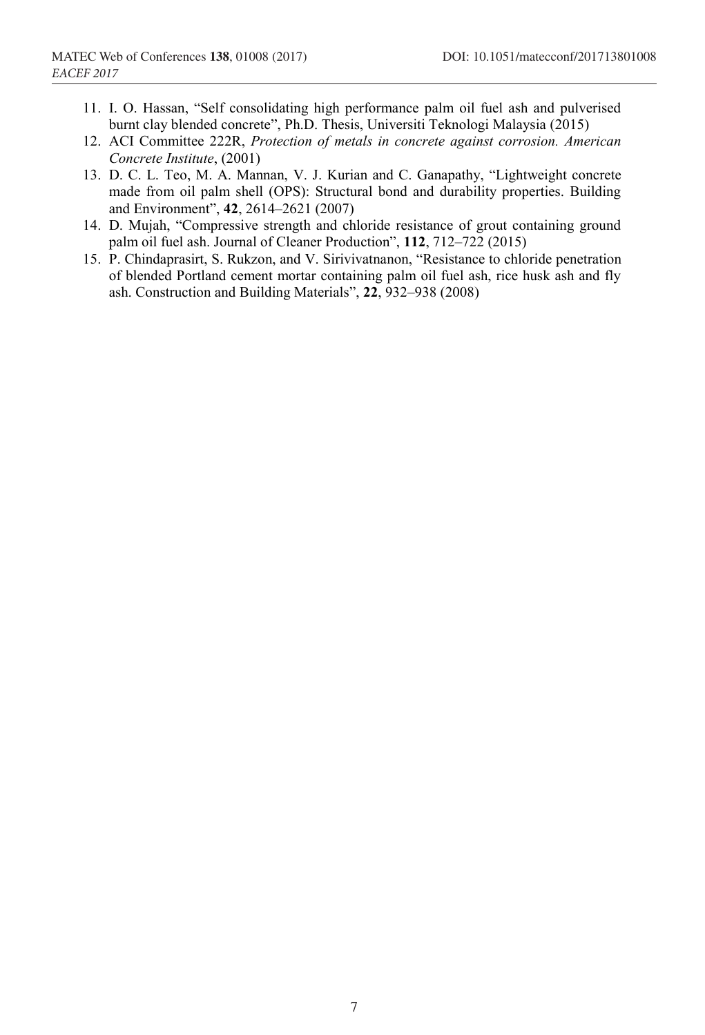11. I. O. Hassan, "Self consolidating high performance palm oil fuel ash and pulverised burnt clay blended concrete", Ph.D. Thesis, Universiti Teknologi Malaysia (2015)
12. ACI Committee 222R, *Protection of metals in concrete against corrosion. American Concrete Institute*, (2001)
13. D. C. L. Teo, M. A. Mannan, V. J. Kurian and C. Ganapathy, "Lightweight concrete made from oil palm shell (OPS): Structural bond and durability properties. Building and Environment", **42**, 2614–2621 (2007)
14. D. Mujah, "Compressive strength and chloride resistance of grout containing ground palm oil fuel ash. Journal of Cleaner Production", **112**, 712–722 (2015)
15. P. Chindaprasirt, S. Rukzon, and V. Sirivivatnanon, "Resistance to chloride penetration of blended Portland cement mortar containing palm oil fuel ash, rice husk ash and fly ash. Construction and Building Materials", **22**, 932–938 (2008)